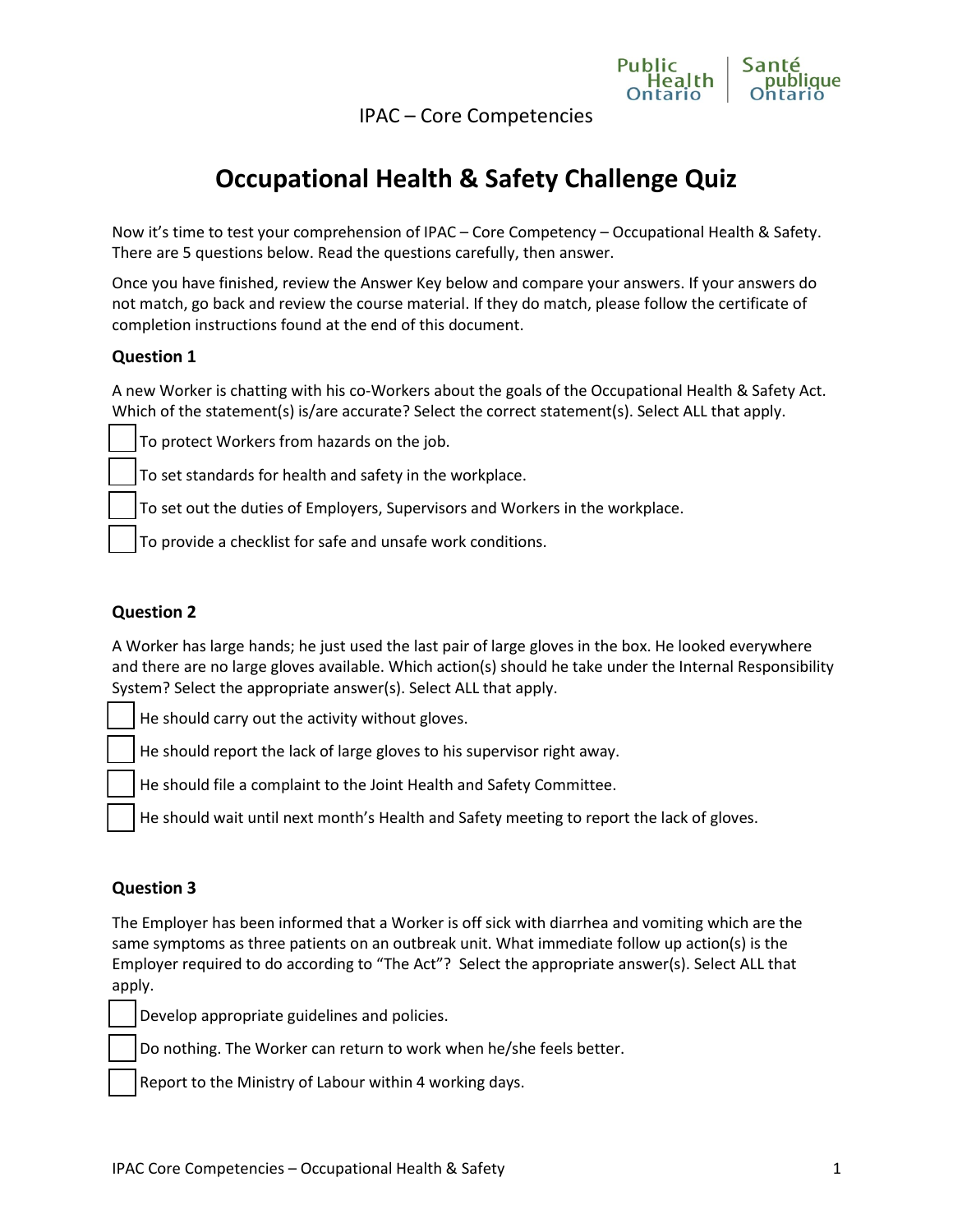IPAC – Core Competencies

# Occupational Health & Safety Challenge Quiz

Now it's time to test your comprehension of IPAC – Core Competency – Occupational Health & Safety. There are 5 questions below. Read the questions carefully, then answer.

Once you have finished, review the Answer Key below and compare your answers. If your answers do not match, go back and review the course material. If they do match, please follow the certificate of completion instructions found at the end of this document.

### Question 1

A new Worker is chatting with his co-Workers about the goals of the Occupational Health & Safety Act. Which of the statement(s) is/are accurate? Select the correct statement(s). Select ALL that apply.

- [ ] To protect Workers from hazards on the job.
- [ ] To set standards for health and safety in the workplace.
- [ ] To set out the duties of Employers, Supervisors and Workers in the workplace.
- [ ] To provide a checklist for safe and unsafe work conditions.

### Question 2

A Worker has large hands; he just used the last pair of large gloves in the box. He looked everywhere and there are no large gloves available. Which action(s) should he take under the Internal Responsibility System? Select the appropriate answer(s). Select ALL that apply.

- [ ] He should carry out the activity without gloves.
- [ ] He should report the lack of large gloves to his supervisor right away.
- [ ] He should file a complaint to the Joint Health and Safety Committee.
- [ ] He should wait until next month's Health and Safety meeting to report the lack of gloves.

### Question 3

The Employer has been informed that a Worker is off sick with diarrhea and vomiting which are the same symptoms as three patients on an outbreak unit. What immediate follow up action(s) is the Employer required to do according to "The Act"? Select the appropriate answer(s). Select ALL that apply.

- [ ] Develop appropriate guidelines and policies.
- [ ] Do nothing. The Worker can return to work when he/she feels better.
- [ ] Report to the Ministry of Labour within 4 working days.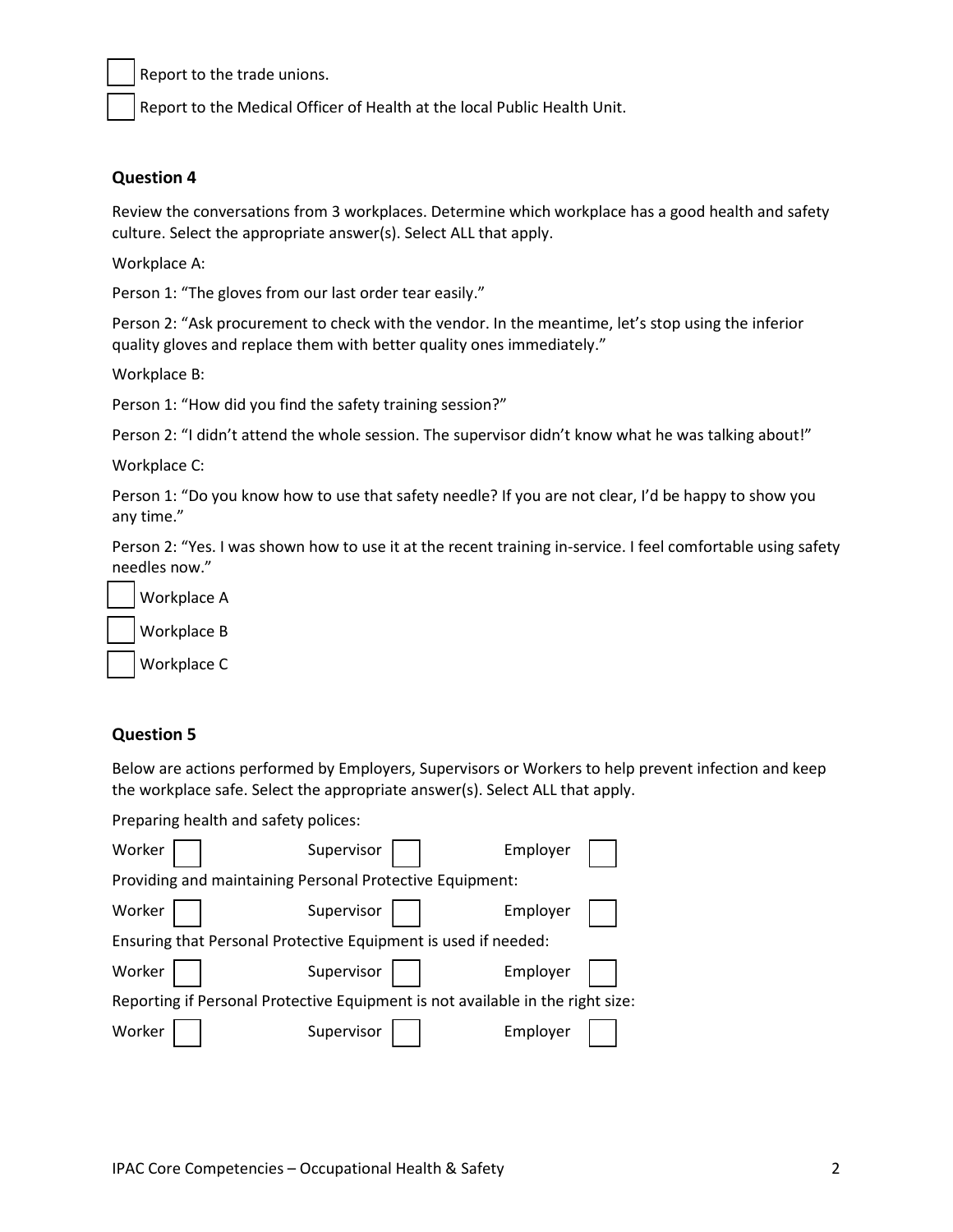- [ ] Report to the trade unions.
- [ ] Report to the Medical Officer of Health at the local Public Health Unit.

### Question 4

Review the conversations from 3 workplaces. Determine which workplace has a good health and safety culture. Select the appropriate answer(s). Select ALL that apply.

Workplace A:

Person 1: "The gloves from our last order tear easily."

Person 2: "Ask procurement to check with the vendor. In the meantime, let's stop using the inferior quality gloves and replace them with better quality ones immediately."

Workplace B:

Person 1: "How did you find the safety training session?"

Person 2: "I didn't attend the whole session. The supervisor didn't know what he was talking about!"

Workplace C:

Person 1: "Do you know how to use that safety needle? If you are not clear, I'd be happy to show you any time."

Person 2: "Yes. I was shown how to use it at the recent training in-service. I feel comfortable using safety needles now."

- [ ] Workplace A
- [ ] Workplace B
- [ ] Workplace C

### Question 5

Below are actions performed by Employers, Supervisors or Workers to help prevent infection and keep the workplace safe. Select the appropriate answer(s). Select ALL that apply.

Preparing health and safety polices:

Worker [ ] Supervisor [ ] Employer [ ]

Providing and maintaining Personal Protective Equipment:

Worker [ ] Supervisor [ ] Employer [ ]

Ensuring that Personal Protective Equipment is used if needed:

Worker [ ] Supervisor [ ] Employer [ ]

Reporting if Personal Protective Equipment is not available in the right size:

Worker [ ] Supervisor [ ] Employer [ ]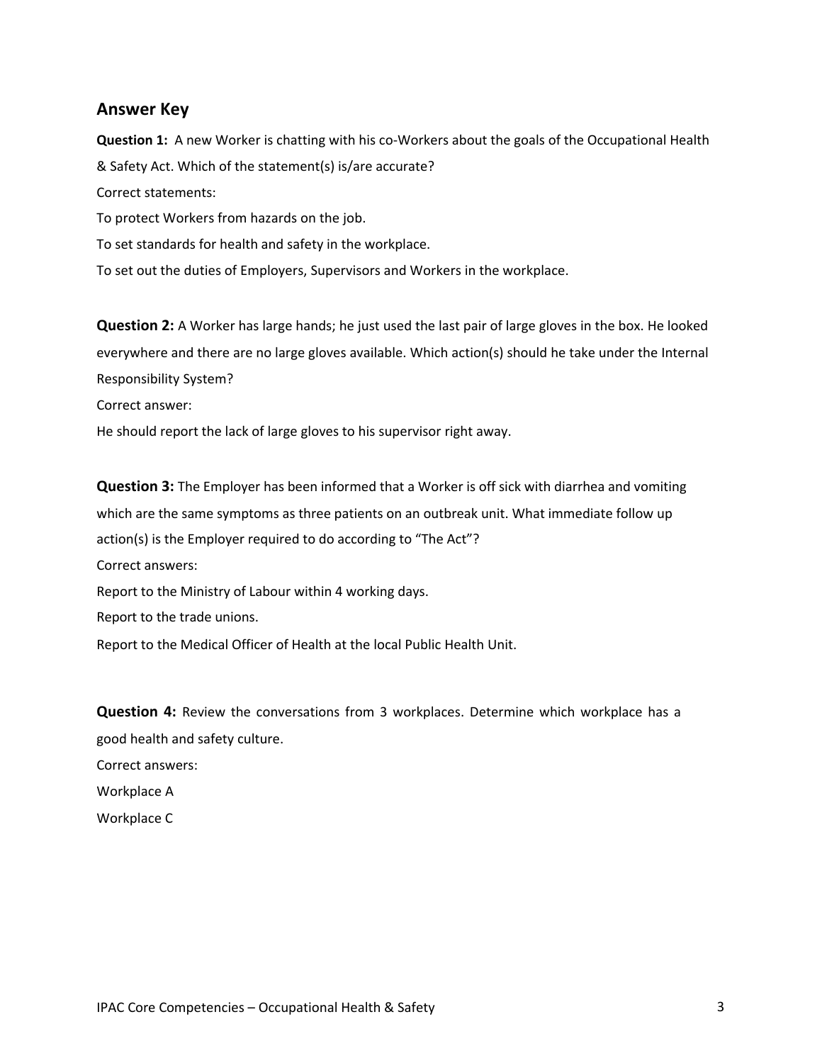## Answer Key

**Question 1:** A new Worker is chatting with his co-Workers about the goals of the Occupational Health & Safety Act. Which of the statement(s) is/are accurate?

Correct statements:

To protect Workers from hazards on the job.

To set standards for health and safety in the workplace.

To set out the duties of Employers, Supervisors and Workers in the workplace.

**Question 2:** A Worker has large hands; he just used the last pair of large gloves in the box. He looked everywhere and there are no large gloves available. Which action(s) should he take under the Internal Responsibility System?

Correct answer:

He should report the lack of large gloves to his supervisor right away.

**Question 3:** The Employer has been informed that a Worker is off sick with diarrhea and vomiting which are the same symptoms as three patients on an outbreak unit. What immediate follow up action(s) is the Employer required to do according to "The Act"?

Correct answers:

Report to the Ministry of Labour within 4 working days.

Report to the trade unions.

Report to the Medical Officer of Health at the local Public Health Unit.

**Question 4:** Review the conversations from 3 workplaces. Determine which workplace has a good health and safety culture.

Correct answers:

Workplace A

Workplace C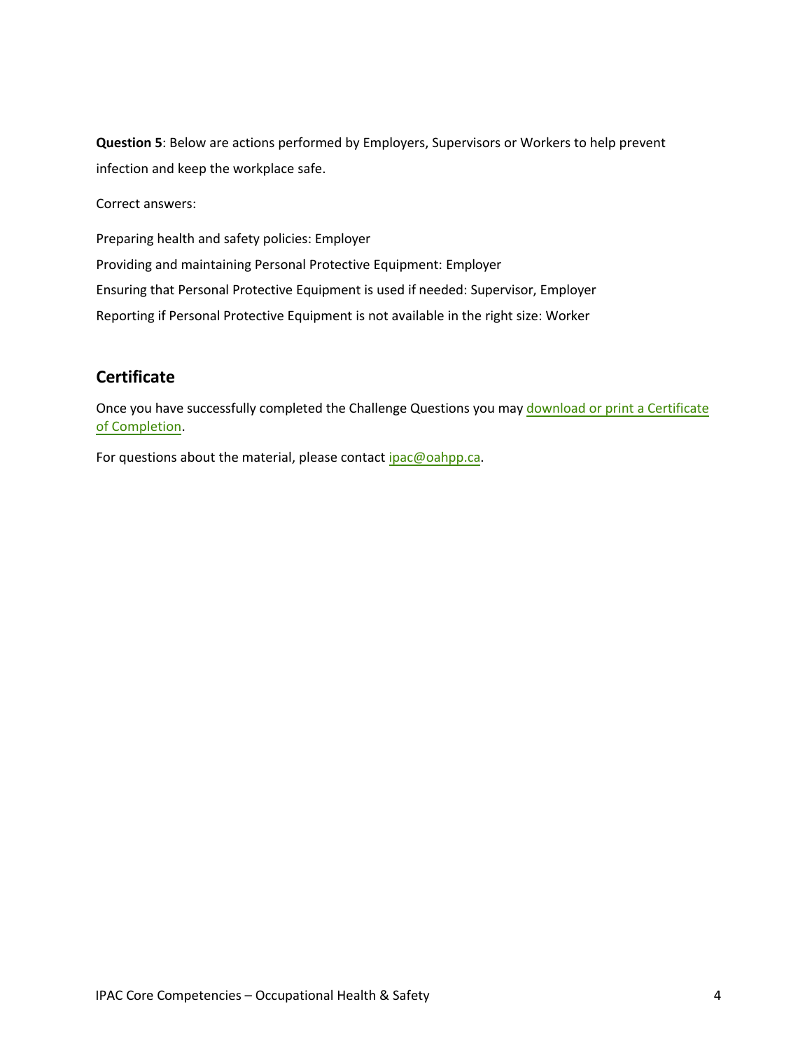**Question 5**: Below are actions performed by Employers, Supervisors or Workers to help prevent infection and keep the workplace safe.

Correct answers:

Preparing health and safety policies: Employer

Providing and maintaining Personal Protective Equipment: Employer

Ensuring that Personal Protective Equipment is used if needed: Supervisor, Employer

Reporting if Personal Protective Equipment is not available in the right size: Worker

## Certificate

Once you have successfully completed the Challenge Questions you may download or print a Certificate of Completion.

For questions about the material, please contact ipac@oahpp.ca.